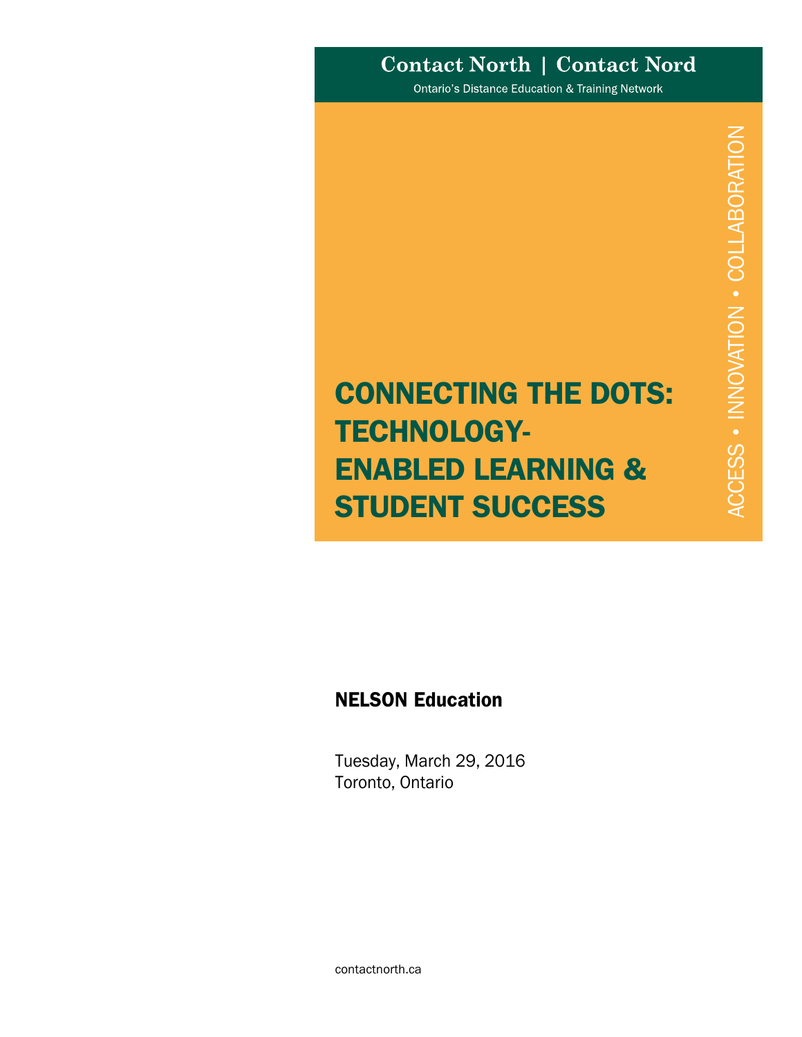**Contact North | Contact Nord**

Ontario's Distance Education & Training Network

ACCESS • INNOVATION • COLLABORATION

# CONNECTING THE DOTS: TECHNOLOGY-ENABLED LEARNING & STUDENT SUCCESS

**NELSON Education**

Tuesday, March 29, 2016
Toronto, Ontario

contactnorth.ca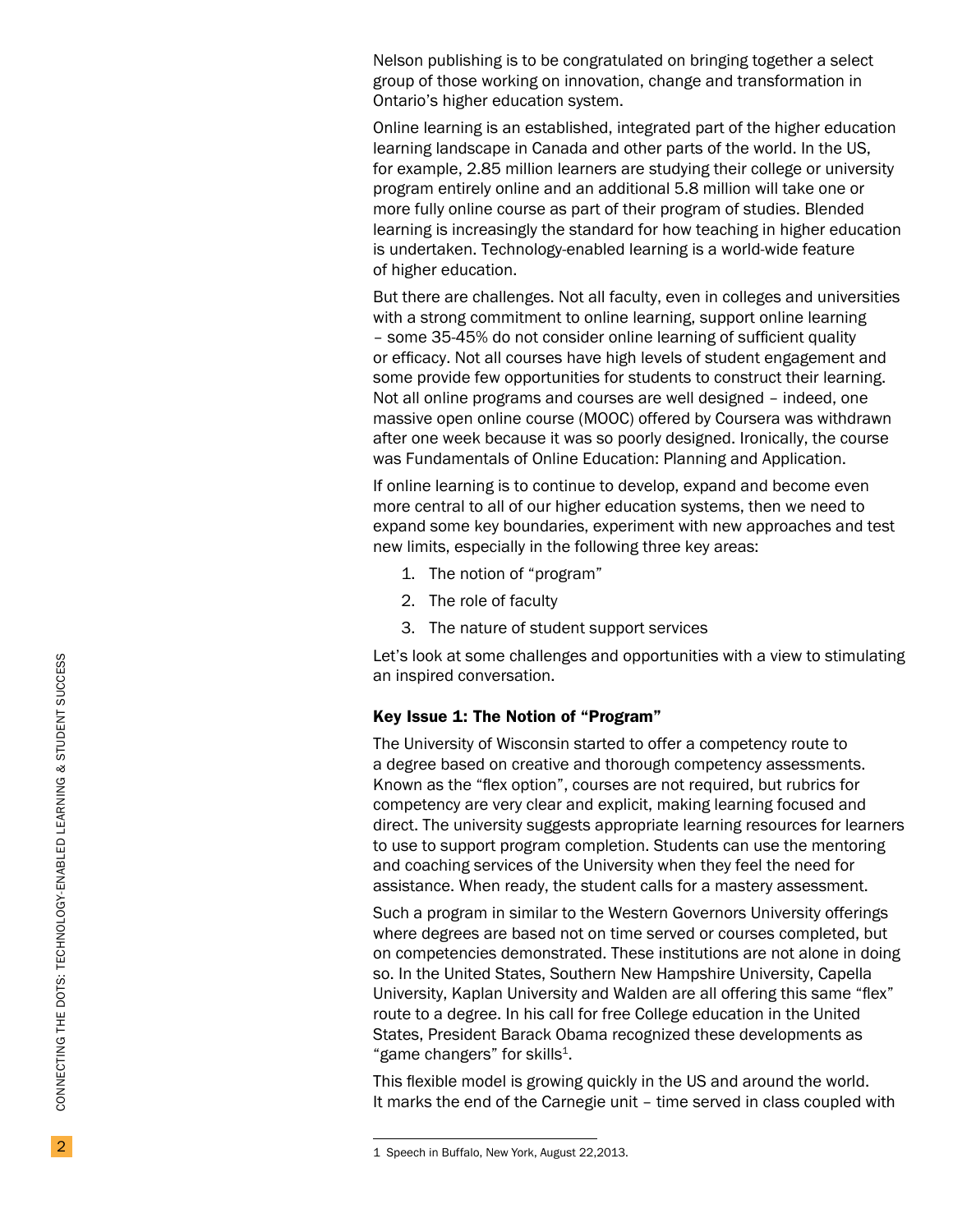Nelson publishing is to be congratulated on bringing together a select group of those working on innovation, change and transformation in Ontario's higher education system.

Online learning is an established, integrated part of the higher education learning landscape in Canada and other parts of the world. In the US, for example, 2.85 million learners are studying their college or university program entirely online and an additional 5.8 million will take one or more fully online course as part of their program of studies. Blended learning is increasingly the standard for how teaching in higher education is undertaken. Technology-enabled learning is a world-wide feature of higher education.

But there are challenges. Not all faculty, even in colleges and universities with a strong commitment to online learning, support online learning – some 35-45% do not consider online learning of sufficient quality or efficacy. Not all courses have high levels of student engagement and some provide few opportunities for students to construct their learning. Not all online programs and courses are well designed – indeed, one massive open online course (MOOC) offered by Coursera was withdrawn after one week because it was so poorly designed. Ironically, the course was Fundamentals of Online Education: Planning and Application.

If online learning is to continue to develop, expand and become even more central to all of our higher education systems, then we need to expand some key boundaries, experiment with new approaches and test new limits, especially in the following three key areas:

1. The notion of "program"
2. The role of faculty
3. The nature of student support services

Let's look at some challenges and opportunities with a view to stimulating an inspired conversation.

### Key Issue 1: The Notion of "Program"

The University of Wisconsin started to offer a competency route to a degree based on creative and thorough competency assessments. Known as the "flex option", courses are not required, but rubrics for competency are very clear and explicit, making learning focused and direct. The university suggests appropriate learning resources for learners to use to support program completion. Students can use the mentoring and coaching services of the University when they feel the need for assistance. When ready, the student calls for a mastery assessment.

Such a program in similar to the Western Governors University offerings where degrees are based not on time served or courses completed, but on competencies demonstrated. These institutions are not alone in doing so. In the United States, Southern New Hampshire University, Capella University, Kaplan University and Walden are all offering this same "flex" route to a degree. In his call for free College education in the United States, President Barack Obama recognized these developments as "game changers" for skills[1].

This flexible model is growing quickly in the US and around the world. It marks the end of the Carnegie unit – time served in class coupled with

---

1 Speech in Buffalo, New York, August 22,2013.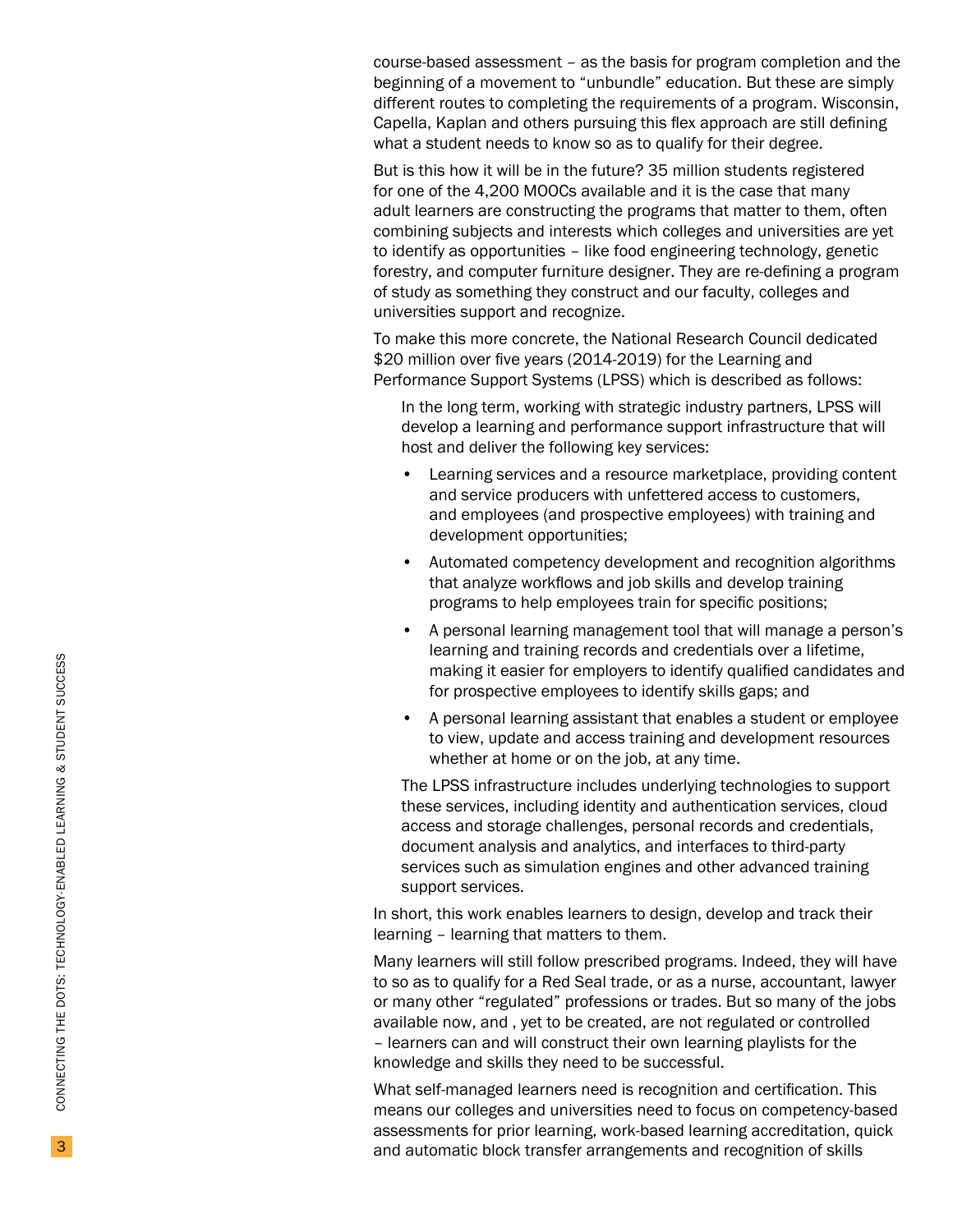course-based assessment – as the basis for program completion and the beginning of a movement to "unbundle" education. But these are simply different routes to completing the requirements of a program. Wisconsin, Capella, Kaplan and others pursuing this flex approach are still defining what a student needs to know so as to qualify for their degree.

But is this how it will be in the future? 35 million students registered for one of the 4,200 MOOCs available and it is the case that many adult learners are constructing the programs that matter to them, often combining subjects and interests which colleges and universities are yet to identify as opportunities – like food engineering technology, genetic forestry, and computer furniture designer. They are re-defining a program of study as something they construct and our faculty, colleges and universities support and recognize.

To make this more concrete, the National Research Council dedicated $20 million over five years (2014-2019) for the Learning and Performance Support Systems (LPSS) which is described as follows:

> In the long term, working with strategic industry partners, LPSS will develop a learning and performance support infrastructure that will host and deliver the following key services:
>
> - Learning services and a resource marketplace, providing content and service producers with unfettered access to customers, and employees (and prospective employees) with training and development opportunities;
> - Automated competency development and recognition algorithms that analyze workflows and job skills and develop training programs to help employees train for specific positions;
> - A personal learning management tool that will manage a person's learning and training records and credentials over a lifetime, making it easier for employers to identify qualified candidates and for prospective employees to identify skills gaps; and
> - A personal learning assistant that enables a student or employee to view, update and access training and development resources whether at home or on the job, at any time.
>
> The LPSS infrastructure includes underlying technologies to support these services, including identity and authentication services, cloud access and storage challenges, personal records and credentials, document analysis and analytics, and interfaces to third-party services such as simulation engines and other advanced training support services.

In short, this work enables learners to design, develop and track their learning – learning that matters to them.

Many learners will still follow prescribed programs. Indeed, they will have to so as to qualify for a Red Seal trade, or as a nurse, accountant, lawyer or many other "regulated" professions or trades. But so many of the jobs available now, and , yet to be created, are not regulated or controlled – learners can and will construct their own learning playlists for the knowledge and skills they need to be successful.

What self-managed learners need is recognition and certification. This means our colleges and universities need to focus on competency-based assessments for prior learning, work-based learning accreditation, quick and automatic block transfer arrangements and recognition of skills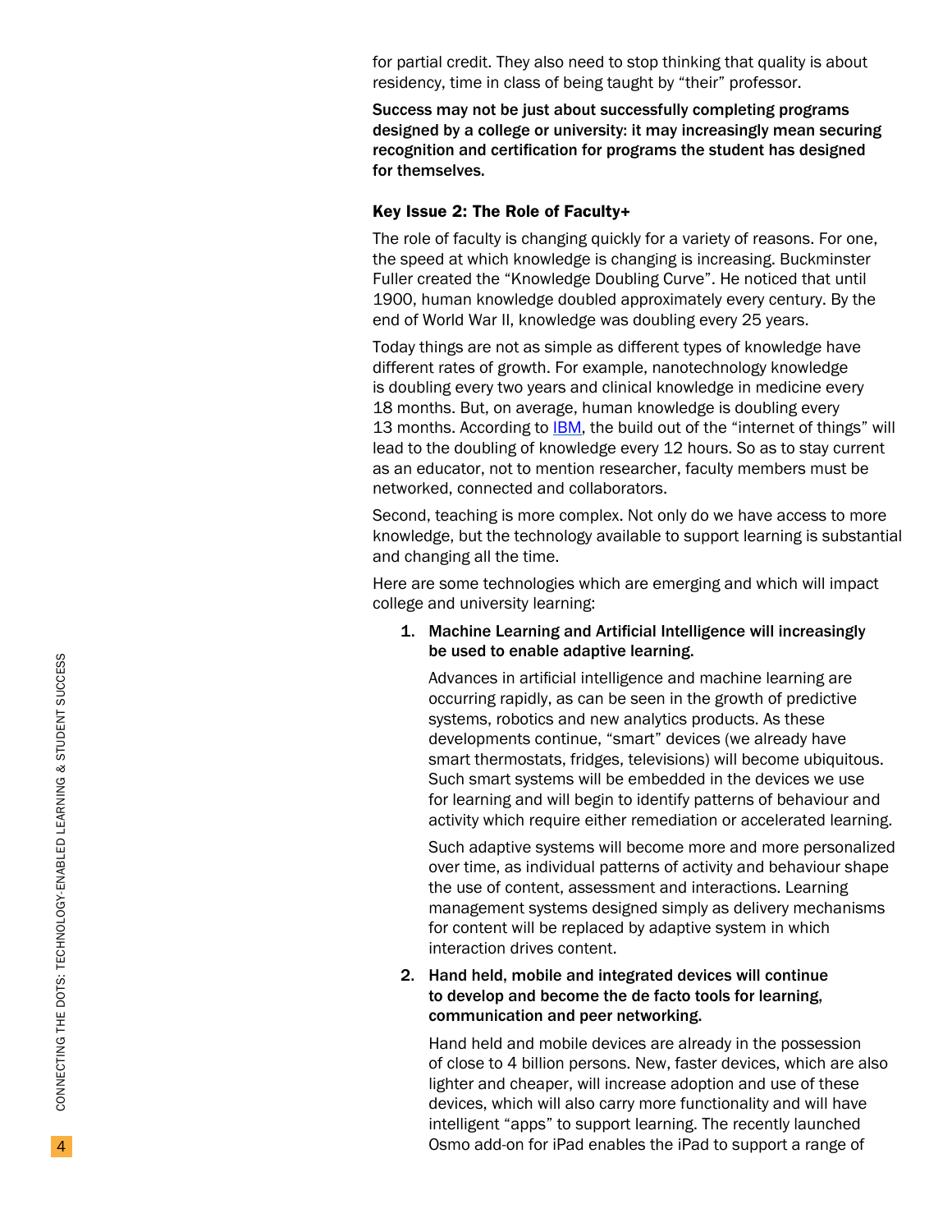for partial credit. They also need to stop thinking that quality is about residency, time in class of being taught by "their" professor.

**Success may not be just about successfully completing programs designed by a college or university: it may increasingly mean securing recognition and certification for programs the student has designed for themselves.**

### Key Issue 2: The Role of Faculty+

The role of faculty is changing quickly for a variety of reasons. For one, the speed at which knowledge is changing is increasing. Buckminster Fuller created the "Knowledge Doubling Curve". He noticed that until 1900, human knowledge doubled approximately every century. By the end of World War II, knowledge was doubling every 25 years.

Today things are not as simple as different types of knowledge have different rates of growth. For example, nanotechnology knowledge is doubling every two years and clinical knowledge in medicine every 18 months. But, on average, human knowledge is doubling every 13 months. According to IBM, the build out of the "internet of things" will lead to the doubling of knowledge every 12 hours. So as to stay current as an educator, not to mention researcher, faculty members must be networked, connected and collaborators.

Second, teaching is more complex. Not only do we have access to more knowledge, but the technology available to support learning is substantial and changing all the time.

Here are some technologies which are emerging and which will impact college and university learning:

1. **Machine Learning and Artificial Intelligence will increasingly be used to enable adaptive learning.**

   Advances in artificial intelligence and machine learning are occurring rapidly, as can be seen in the growth of predictive systems, robotics and new analytics products. As these developments continue, "smart" devices (we already have smart thermostats, fridges, televisions) will become ubiquitous. Such smart systems will be embedded in the devices we use for learning and will begin to identify patterns of behaviour and activity which require either remediation or accelerated learning.

   Such adaptive systems will become more and more personalized over time, as individual patterns of activity and behaviour shape the use of content, assessment and interactions. Learning management systems designed simply as delivery mechanisms for content will be replaced by adaptive system in which interaction drives content.

2. **Hand held, mobile and integrated devices will continue to develop and become the de facto tools for learning, communication and peer networking.**

   Hand held and mobile devices are already in the possession of close to 4 billion persons. New, faster devices, which are also lighter and cheaper, will increase adoption and use of these devices, which will also carry more functionality and will have intelligent "apps" to support learning. The recently launched Osmo add-on for iPad enables the iPad to support a range of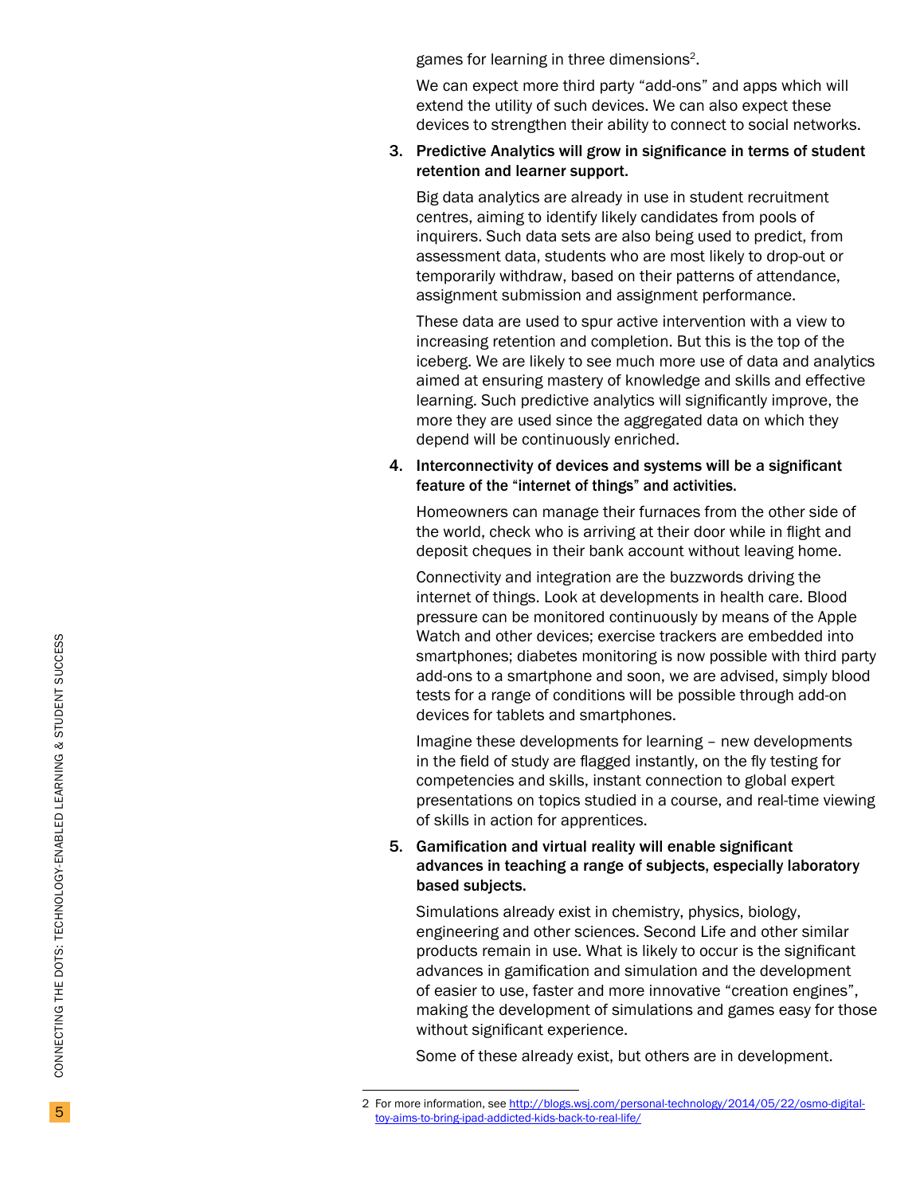games for learning in three dimensions[2].

We can expect more third party "add-ons" and apps which will extend the utility of such devices. We can also expect these devices to strengthen their ability to connect to social networks.

3. **Predictive Analytics will grow in significance in terms of student retention and learner support.**

   Big data analytics are already in use in student recruitment centres, aiming to identify likely candidates from pools of inquirers. Such data sets are also being used to predict, from assessment data, students who are most likely to drop-out or temporarily withdraw, based on their patterns of attendance, assignment submission and assignment performance.

   These data are used to spur active intervention with a view to increasing retention and completion. But this is the top of the iceberg. We are likely to see much more use of data and analytics aimed at ensuring mastery of knowledge and skills and effective learning. Such predictive analytics will significantly improve, the more they are used since the aggregated data on which they depend will be continuously enriched.

4. **Interconnectivity of devices and systems will be a significant feature of the "internet of things" and activities.**

   Homeowners can manage their furnaces from the other side of the world, check who is arriving at their door while in flight and deposit cheques in their bank account without leaving home.

   Connectivity and integration are the buzzwords driving the internet of things. Look at developments in health care. Blood pressure can be monitored continuously by means of the Apple Watch and other devices; exercise trackers are embedded into smartphones; diabetes monitoring is now possible with third party add-ons to a smartphone and soon, we are advised, simply blood tests for a range of conditions will be possible through add-on devices for tablets and smartphones.

   Imagine these developments for learning – new developments in the field of study are flagged instantly, on the fly testing for competencies and skills, instant connection to global expert presentations on topics studied in a course, and real-time viewing of skills in action for apprentices.

5. **Gamification and virtual reality will enable significant advances in teaching a range of subjects, especially laboratory based subjects.**

   Simulations already exist in chemistry, physics, biology, engineering and other sciences. Second Life and other similar products remain in use. What is likely to occur is the significant advances in gamification and simulation and the development of easier to use, faster and more innovative "creation engines", making the development of simulations and games easy for those without significant experience.

   Some of these already exist, but others are in development.

---

2 For more information, see http://blogs.wsj.com/personal-technology/2014/05/22/osmo-digital-toy-aims-to-bring-ipad-addicted-kids-back-to-real-life/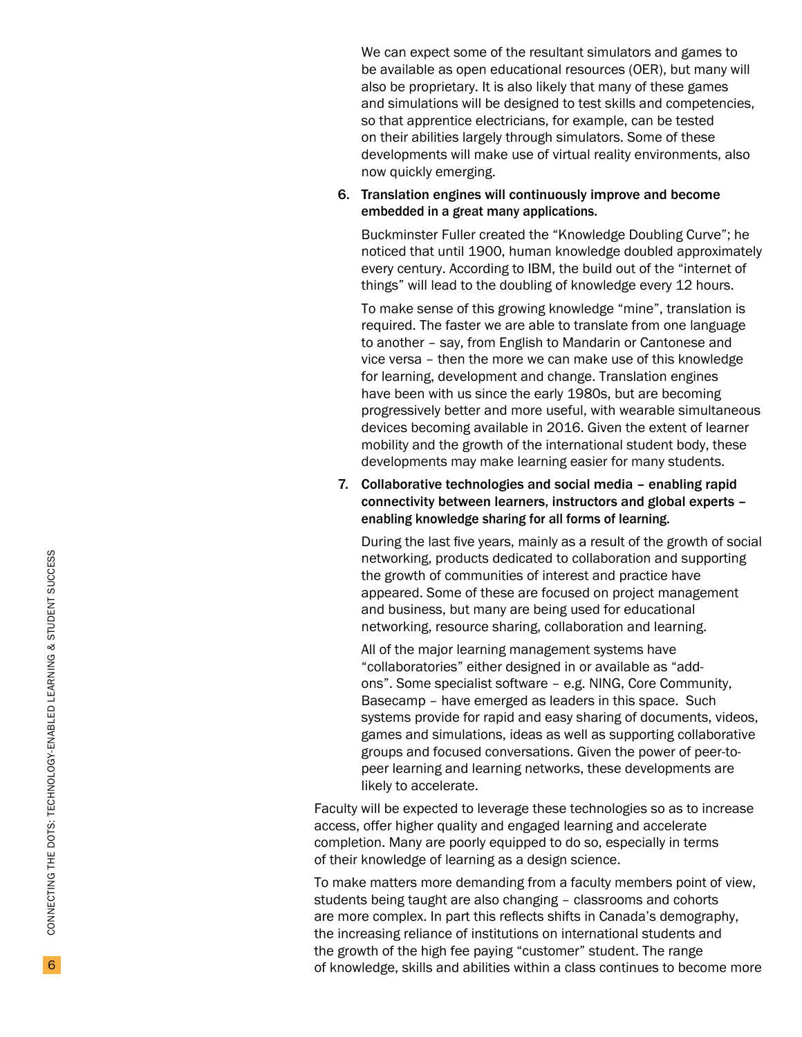We can expect some of the resultant simulators and games to be available as open educational resources (OER), but many will also be proprietary. It is also likely that many of these games and simulations will be designed to test skills and competencies, so that apprentice electricians, for example, can be tested on their abilities largely through simulators. Some of these developments will make use of virtual reality environments, also now quickly emerging.

6. **Translation engines will continuously improve and become embedded in a great many applications.**

   Buckminster Fuller created the "Knowledge Doubling Curve"; he noticed that until 1900, human knowledge doubled approximately every century. According to IBM, the build out of the "internet of things" will lead to the doubling of knowledge every 12 hours.

   To make sense of this growing knowledge "mine", translation is required. The faster we are able to translate from one language to another – say, from English to Mandarin or Cantonese and vice versa – then the more we can make use of this knowledge for learning, development and change. Translation engines have been with us since the early 1980s, but are becoming progressively better and more useful, with wearable simultaneous devices becoming available in 2016. Given the extent of learner mobility and the growth of the international student body, these developments may make learning easier for many students.

7. **Collaborative technologies and social media – enabling rapid connectivity between learners, instructors and global experts – enabling knowledge sharing for all forms of learning.**

   During the last five years, mainly as a result of the growth of social networking, products dedicated to collaboration and supporting the growth of communities of interest and practice have appeared. Some of these are focused on project management and business, but many are being used for educational networking, resource sharing, collaboration and learning.

   All of the major learning management systems have "collaboratories" either designed in or available as "add-ons". Some specialist software – e.g. NING, Core Community, Basecamp – have emerged as leaders in this space. Such systems provide for rapid and easy sharing of documents, videos, games and simulations, ideas as well as supporting collaborative groups and focused conversations. Given the power of peer-to-peer learning and learning networks, these developments are likely to accelerate.

Faculty will be expected to leverage these technologies so as to increase access, offer higher quality and engaged learning and accelerate completion. Many are poorly equipped to do so, especially in terms of their knowledge of learning as a design science.

To make matters more demanding from a faculty members point of view, students being taught are also changing – classrooms and cohorts are more complex. In part this reflects shifts in Canada's demography, the increasing reliance of institutions on international students and the growth of the high fee paying "customer" student. The range of knowledge, skills and abilities within a class continues to become more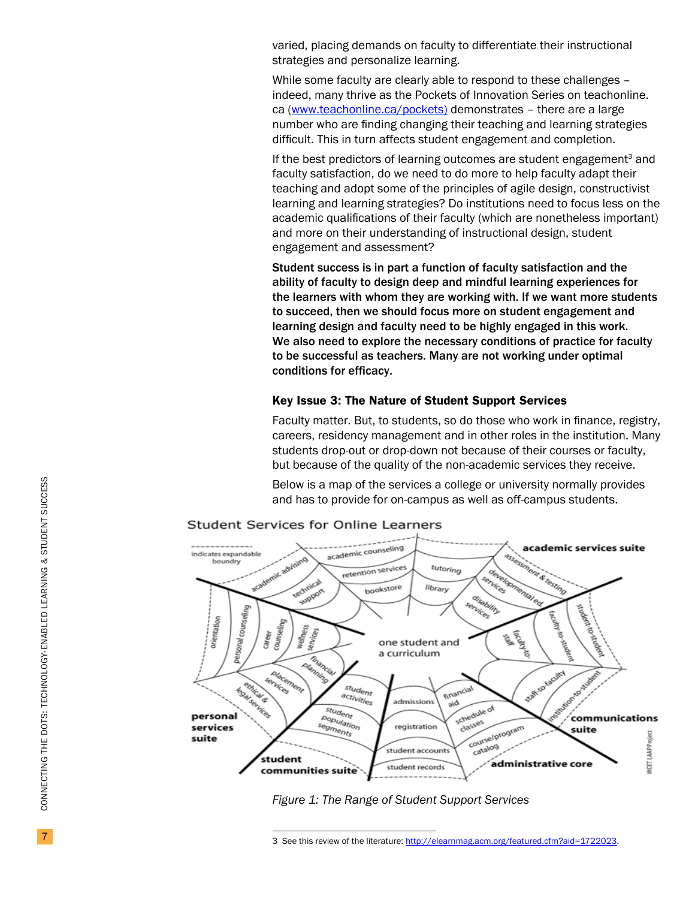varied, placing demands on faculty to differentiate their instructional strategies and personalize learning.

While some faculty are clearly able to respond to these challenges – indeed, many thrive as the Pockets of Innovation Series on teachonline.ca (www.teachonline.ca/pockets) demonstrates – there are a large number who are finding changing their teaching and learning strategies difficult. This in turn affects student engagement and completion.

If the best predictors of learning outcomes are student engagement[3] and faculty satisfaction, do we need to do more to help faculty adapt their teaching and adopt some of the principles of agile design, constructivist learning and learning strategies? Do institutions need to focus less on the academic qualifications of their faculty (which are nonetheless important) and more on their understanding of instructional design, student engagement and assessment?

**Student success is in part a function of faculty satisfaction and the ability of faculty to design deep and mindful learning experiences for the learners with whom they are working with. If we want more students to succeed, then we should focus more on student engagement and learning design and faculty need to be highly engaged in this work. We also need to explore the necessary conditions of practice for faculty to be successful as teachers. Many are not working under optimal conditions for efficacy.**

### Key Issue 3: The Nature of Student Support Services

Faculty matter. But, to students, so do those who work in finance, registry, careers, residency management and in other roles in the institution. Many students drop-out or drop-down not because of their courses or faculty, but because of the quality of the non-academic services they receive.

Below is a map of the services a college or university normally provides and has to provide for on-campus as well as off-campus students.

*Figure 1: The Range of Student Support Services*

3 See this review of the literature: http://elearnmag.acm.org/featured.cfm?aid=1722023.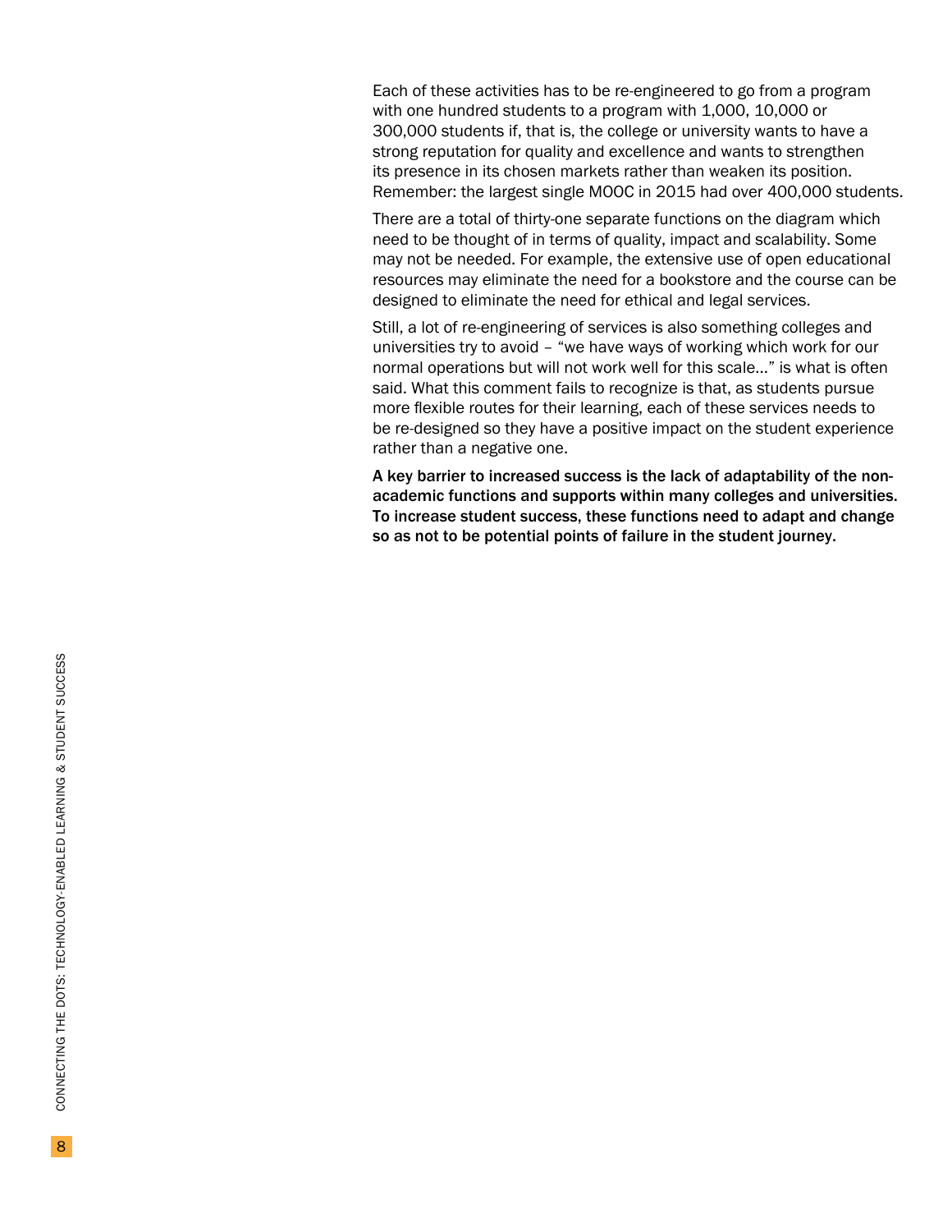Each of these activities has to be re-engineered to go from a program with one hundred students to a program with 1,000, 10,000 or 300,000 students if, that is, the college or university wants to have a strong reputation for quality and excellence and wants to strengthen its presence in its chosen markets rather than weaken its position. Remember: the largest single MOOC in 2015 had over 400,000 students.

There are a total of thirty-one separate functions on the diagram which need to be thought of in terms of quality, impact and scalability. Some may not be needed. For example, the extensive use of open educational resources may eliminate the need for a bookstore and the course can be designed to eliminate the need for ethical and legal services.

Still, a lot of re-engineering of services is also something colleges and universities try to avoid – "we have ways of working which work for our normal operations but will not work well for this scale..." is what is often said. What this comment fails to recognize is that, as students pursue more flexible routes for their learning, each of these services needs to be re-designed so they have a positive impact on the student experience rather than a negative one.

**A key barrier to increased success is the lack of adaptability of the non-academic functions and supports within many colleges and universities. To increase student success, these functions need to adapt and change so as not to be potential points of failure in the student journey.**